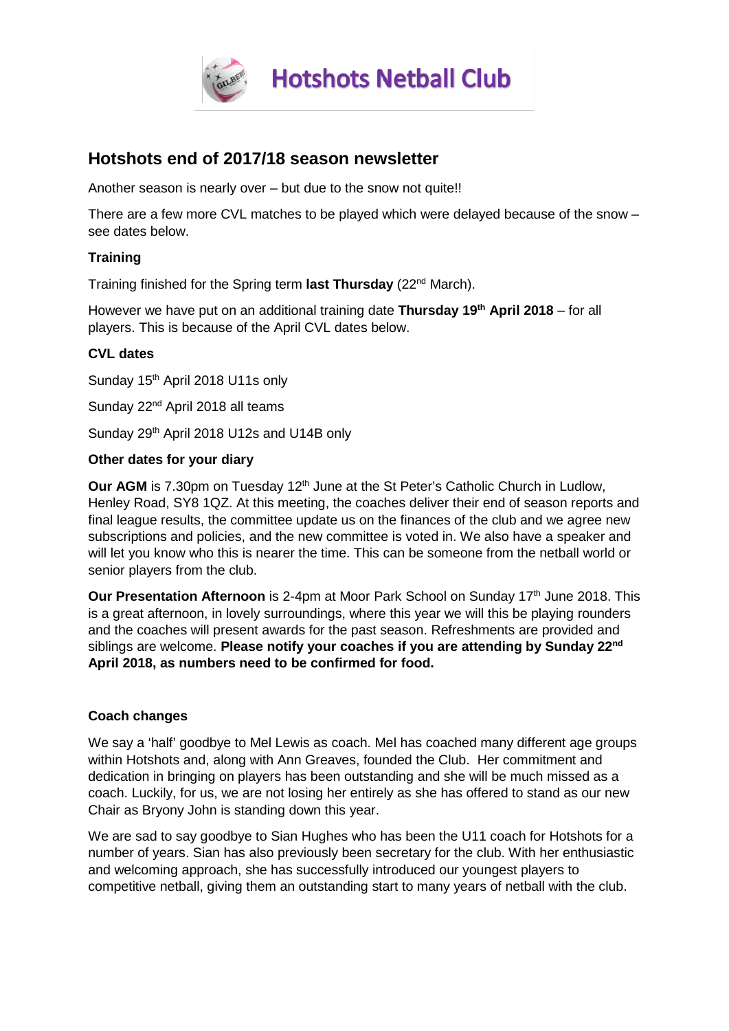# Hotshots Netball Club

## Hotshots end of 2017/18 season newsletter

Another season is nearly over – but due to the snow not quite!!

There are a few more CVL matches to be played which were delayed because of the snow – see dates below.

### Training

Training finished for the Spring term **last Thursday** (22nd March).

However we have put on an additional training date **Thursday 19th April 2018** – for all players. This is because of the April CVL dates below.

### CVL dates

Sunday 15th April 2018 U11s only

Sunday 22nd April 2018 all teams

Sunday 29th April 2018 U12s and U14B only

### Other dates for your diary

**Our AGM** is 7.30pm on Tuesday 12th June at the St Peter's Catholic Church in Ludlow, Henley Road, SY8 1QZ. At this meeting, the coaches deliver their end of season reports and final league results, the committee update us on the finances of the club and we agree new subscriptions and policies, and the new committee is voted in. We also have a speaker and will let you know who this is nearer the time. This can be someone from the netball world or senior players from the club.

**Our Presentation Afternoon** is 2-4pm at Moor Park School on Sunday 17th June 2018. This is a great afternoon, in lovely surroundings, where this year we will this be playing rounders and the coaches will present awards for the past season. Refreshments are provided and siblings are welcome. **Please notify your coaches if you are attending by Sunday 22nd April 2018, as numbers need to be confirmed for food.**

### Coach changes

We say a 'half' goodbye to Mel Lewis as coach. Mel has coached many different age groups within Hotshots and, along with Ann Greaves, founded the Club. Her commitment and dedication in bringing on players has been outstanding and she will be much missed as a coach. Luckily, for us, we are not losing her entirely as she has offered to stand as our new Chair as Bryony John is standing down this year.

We are sad to say goodbye to Sian Hughes who has been the U11 coach for Hotshots for a number of years. Sian has also previously been secretary for the club. With her enthusiastic and welcoming approach, she has successfully introduced our youngest players to competitive netball, giving them an outstanding start to many years of netball with the club.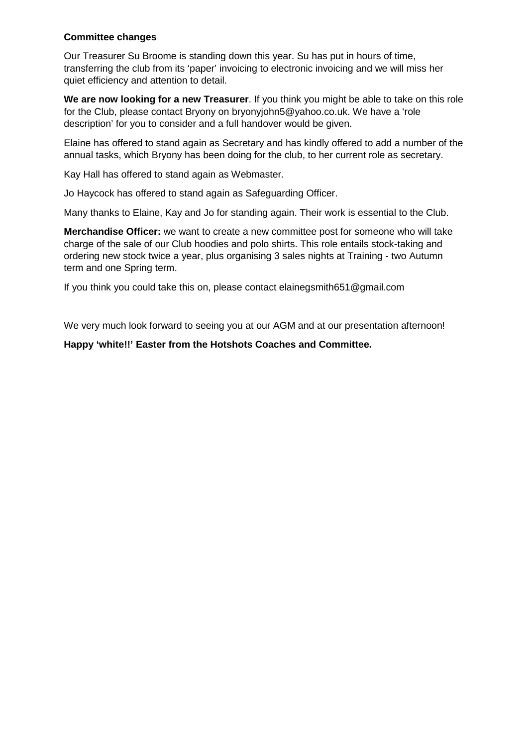**Committee changes**

Our Treasurer Su Broome is standing down this year. Su has put in hours of time, transferring the club from its 'paper' invoicing to electronic invoicing and we will miss her quiet efficiency and attention to detail.

**We are now looking for a new Treasurer**. If you think you might be able to take on this role for the Club, please contact Bryony on bryonyjohn5@yahoo.co.uk. We have a 'role description' for you to consider and a full handover would be given.

Elaine has offered to stand again as Secretary and has kindly offered to add a number of the annual tasks, which Bryony has been doing for the club, to her current role as secretary.

Kay Hall has offered to stand again as Webmaster.

Jo Haycock has offered to stand again as Safeguarding Officer.

Many thanks to Elaine, Kay and Jo for standing again. Their work is essential to the Club.

**Merchandise Officer:** we want to create a new committee post for someone who will take charge of the sale of our Club hoodies and polo shirts. This role entails stock-taking and ordering new stock twice a year, plus organising 3 sales nights at Training - two Autumn term and one Spring term.

If you think you could take this on, please contact elainegsmith651@gmail.com

We very much look forward to seeing you at our AGM and at our presentation afternoon!

**Happy 'white!!' Easter from the Hotshots Coaches and Committee.**